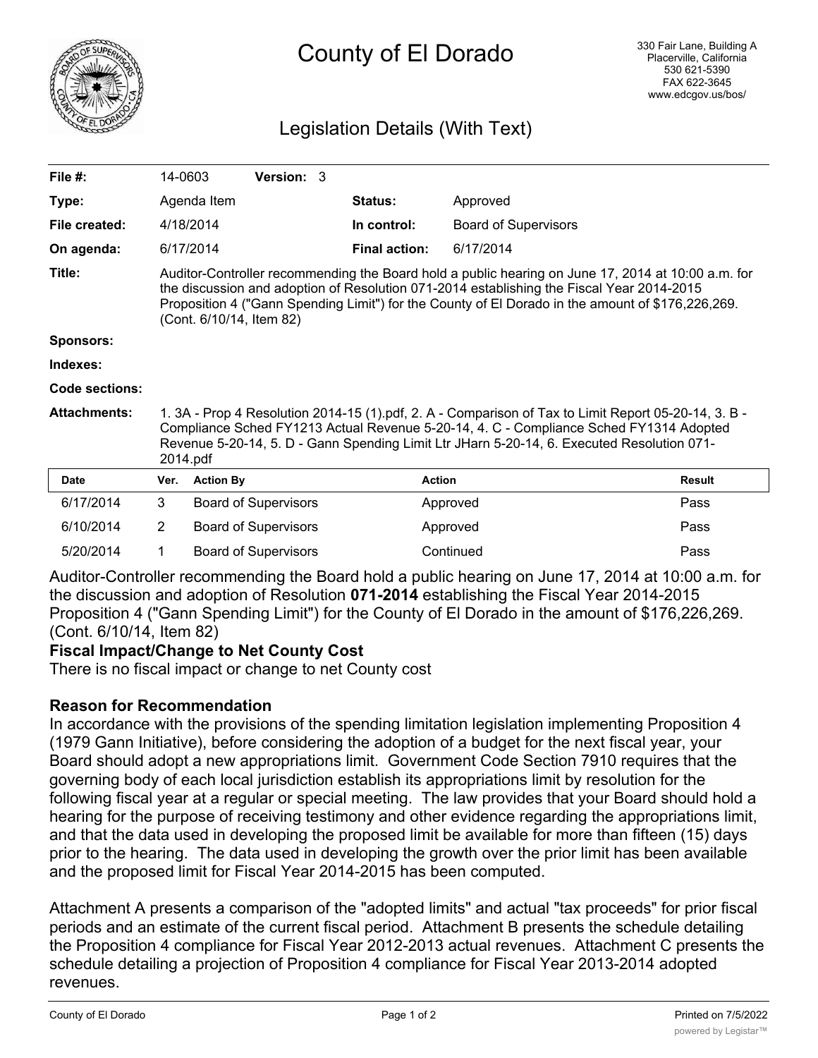# County of El Dorado

330 Fair Lane, Building A
Placerville, California
530 621-5390
FAX 622-3645
www.edcgov.us/bos/

## Legislation Details (With Text)

| | | | |
|---|---|---|---|
| **File #:** | 14-0603 **Version:** 3 | | |
| **Type:** | Agenda Item | **Status:** | Approved |
| **File created:** | 4/18/2014 | **In control:** | Board of Supervisors |
| **On agenda:** | 6/17/2014 | **Final action:** | 6/17/2014 |

**Title:** Auditor-Controller recommending the Board hold a public hearing on June 17, 2014 at 10:00 a.m. for the discussion and adoption of Resolution 071-2014 establishing the Fiscal Year 2014-2015 Proposition 4 ("Gann Spending Limit") for the County of El Dorado in the amount of $176,226,269. (Cont. 6/10/14, Item 82)

**Sponsors:**

**Indexes:**

**Code sections:**

**Attachments:** 1. 3A - Prop 4 Resolution 2014-15 (1).pdf, 2. A - Comparison of Tax to Limit Report 05-20-14, 3. B - Compliance Sched FY1213 Actual Revenue 5-20-14, 4. C - Compliance Sched FY1314 Adopted Revenue 5-20-14, 5. D - Gann Spending Limit Ltr JHarn 5-20-14, 6. Executed Resolution 071-2014.pdf

| Date | Ver. | Action By | Action | Result |
|---|---|---|---|---|
| 6/17/2014 | 3 | Board of Supervisors | Approved | Pass |
| 6/10/2014 | 2 | Board of Supervisors | Approved | Pass |
| 5/20/2014 | 1 | Board of Supervisors | Continued | Pass |

Auditor-Controller recommending the Board hold a public hearing on June 17, 2014 at 10:00 a.m. for the discussion and adoption of Resolution **071-2014** establishing the Fiscal Year 2014-2015 Proposition 4 ("Gann Spending Limit") for the County of El Dorado in the amount of $176,226,269. (Cont. 6/10/14, Item 82)

**Fiscal Impact/Change to Net County Cost**

There is no fiscal impact or change to net County cost

**Reason for Recommendation**

In accordance with the provisions of the spending limitation legislation implementing Proposition 4 (1979 Gann Initiative), before considering the adoption of a budget for the next fiscal year, your Board should adopt a new appropriations limit. Government Code Section 7910 requires that the governing body of each local jurisdiction establish its appropriations limit by resolution for the following fiscal year at a regular or special meeting. The law provides that your Board should hold a hearing for the purpose of receiving testimony and other evidence regarding the appropriations limit, and that the data used in developing the proposed limit be available for more than fifteen (15) days prior to the hearing. The data used in developing the growth over the prior limit has been available and the proposed limit for Fiscal Year 2014-2015 has been computed.

Attachment A presents a comparison of the "adopted limits" and actual "tax proceeds" for prior fiscal periods and an estimate of the current fiscal period. Attachment B presents the schedule detailing the Proposition 4 compliance for Fiscal Year 2012-2013 actual revenues. Attachment C presents the schedule detailing a projection of Proposition 4 compliance for Fiscal Year 2013-2014 adopted revenues.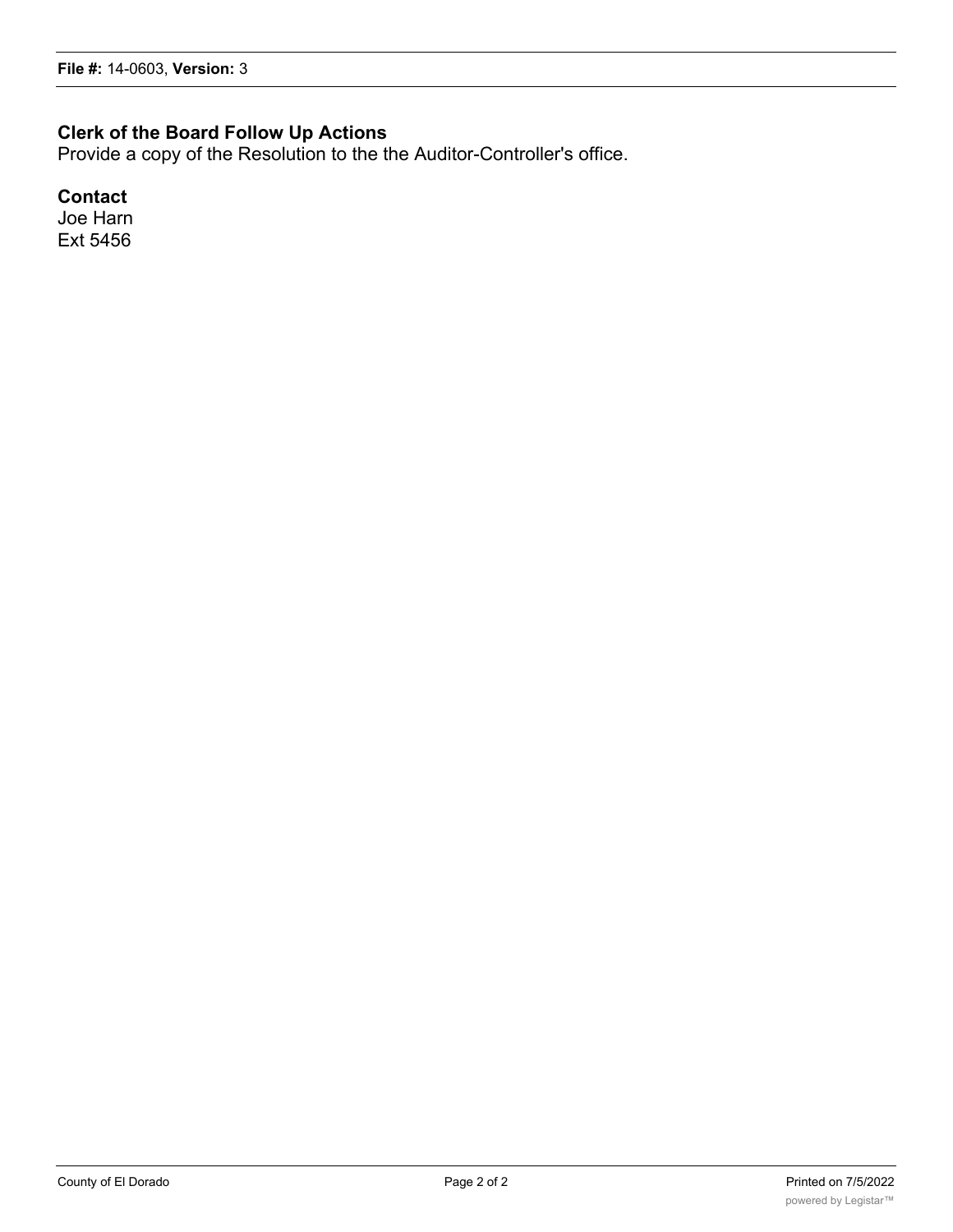## Clerk of the Board Follow Up Actions

Provide a copy of the Resolution to the the Auditor-Controller's office.

## Contact

Joe Harn
Ext 5456